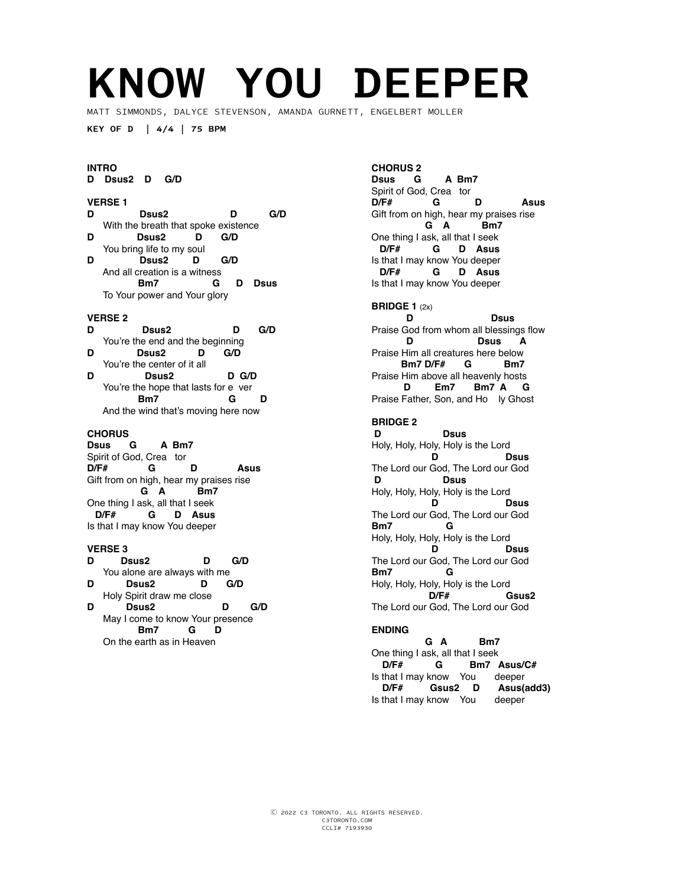# KNOW YOU DEEPER

MATT SIMMONDS, DALYCE STEVENSON, AMANDA GURNETT, ENGELBERT MOLLER

**KEY OF D | 4/4 | 75 BPM**

```
INTRO
D   Dsus2   D    G/D

VERSE 1
D              Dsus2                  D          G/D
     With the breath that spoke existence
D             Dsus2          D       G/D
     You bring life to my soul
D              Dsus2        D        G/D
     And all creation is a witness
              Bm7               G      D    Dsus
     To Your power and Your glory

VERSE 2
D               Dsus2                    D       G/D
     You're the end and the beginning
D             Dsus2          D        G/D
     You're the center of it all
D                 Dsus2               D  G/D
     You're the hope that lasts for e  ver
              Bm7                  G         D
     And the wind that's moving here now

CHORUS
Dsus      G        A  Bm7
Spirit of God, Crea   tor
D/F#             G           D              Asus
Gift from on high, hear my praises rise
                G   A          Bm7
One thing I ask, all that I seek
  D/F#           G      D   Asus
Is that I may know You deeper

VERSE 3
D         Dsus2                D        G/D
     You alone are always with me
D           Dsus2             D       G/D
     Holy Spirit draw me close
D           Dsus2                 D        G/D
     May I come to know Your presence
              Bm7         G      D
     On the earth as in Heaven

CHORUS 2
Dsus      G        A  Bm7
Spirit of God, Crea   tor
D/F#             G           D              Asus
Gift from on high, hear my praises rise
                G   A          Bm7
One thing I ask, all that I seek
  D/F#           G      D   Asus
Is that I may know You deeper
  D/F#           G      D   Asus
Is that I may know You deeper

BRIDGE 1 (2x)
          D                         Dsus
Praise God from whom all blessings flow
          D                    Dsus     A
Praise Him all creatures here below
        Bm7 D/F#       G          Bm7
Praise Him above all heavenly hosts
          D         Em7       Bm7  A      G
Praise Father, Son, and Ho    ly Ghost

BRIDGE 2
 D                  Dsus
Holy, Holy, Holy, Holy is the Lord
                D                      Dsus
The Lord our God, The Lord our God
 D                  Dsus
Holy, Holy, Holy, Holy is the Lord
                D                      Dsus
The Lord our God, The Lord our God
Bm7               G
Holy, Holy, Holy, Holy is the Lord
                D                      Dsus
The Lord our God, The Lord our God
Bm7               G
Holy, Holy, Holy, Holy is the Lord
                D/F#                   Gsus2
The Lord our God, The Lord our God

ENDING
                G   A          Bm7
One thing I ask, all that I seek
   D/F#          G         Bm7   Asus/C#
Is that I may know    You       deeper
   D/F#        Gsus2     D      Asus(add3)
Is that I may know    You       deeper
```

© 2022 C3 TORONTO. ALL RIGHTS RESERVED.
C3TORONTO.COM
CCLI# 7193930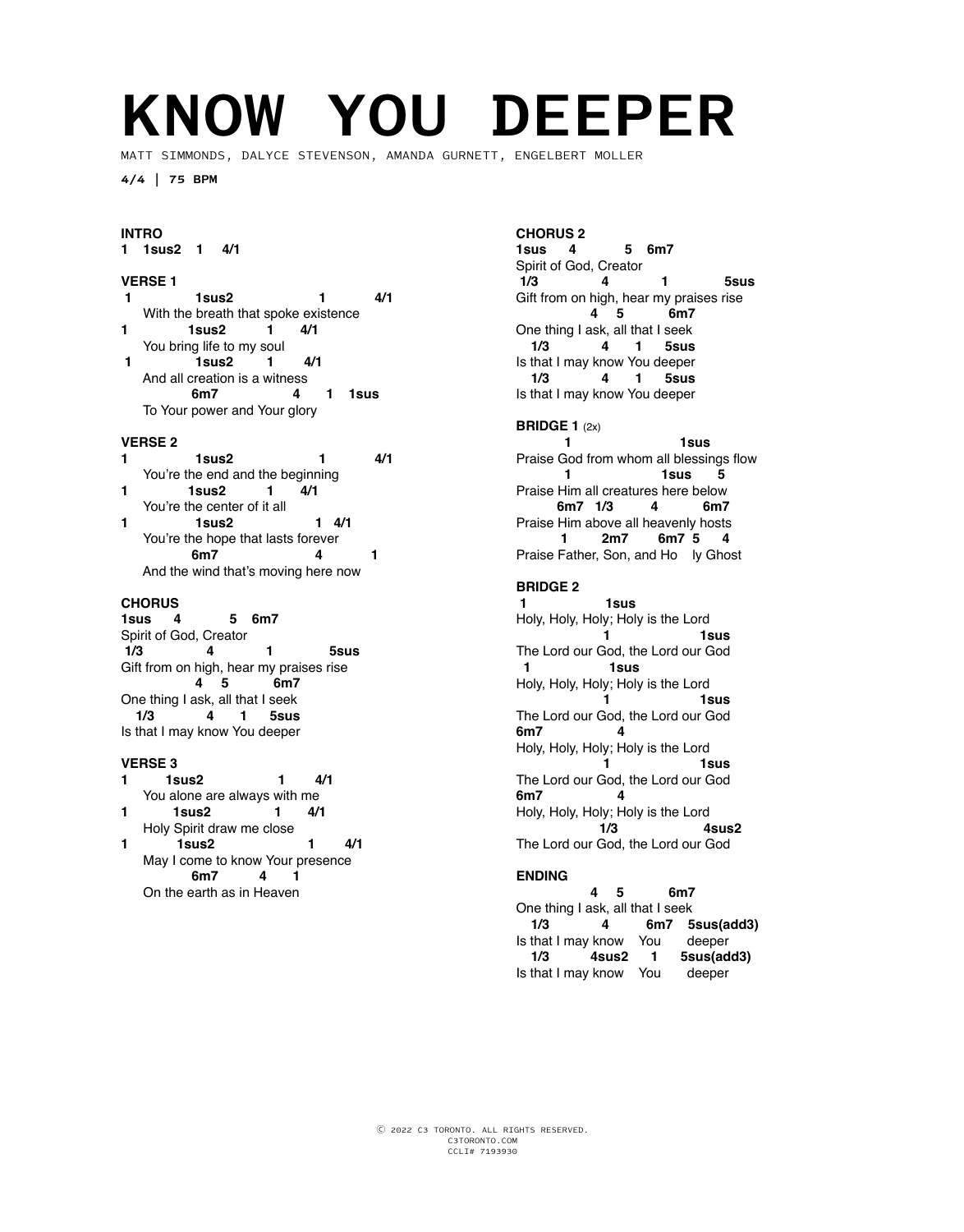# KNOW YOU DEEPER

MATT SIMMONDS, DALYCE STEVENSON, AMANDA GURNETT, ENGELBERT MOLLER

**4/4 | 75 BPM**

**INTRO**

```
1   1sus2   1   4/1
```

**VERSE 1**

```
 1           1sus2              1         4/1
     With the breath that spoke existence
1          1sus2      1     4/1
     You bring life to my soul
 1           1sus2      1      4/1
     And all creation is a witness
             6m7             4     1    1sus
     To Your power and Your glory
```

**VERSE 2**

```
1            1sus2              1         4/1
     You're the end and the beginning
1          1sus2      1     4/1
     You're the center of it all
1            1sus2            1   4/1
     You're the hope that lasts forever
             6m7              4          1
     And the wind that's moving here now
```

**CHORUS**

```
1sus     4          5    6m7
Spirit of God, Creator
 1/3              4           1           5sus
Gift from on high, hear my praises rise
             4    5          6m7
One thing I ask, all that I seek
  1/3           4      1     5sus
Is that I may know You deeper
```

**VERSE 3**

```
1        1sus2               1       4/1
     You alone are always with me
1        1sus2             1       4/1
     Holy Spirit draw me close
1          1sus2              1       4/1
     May I come to know Your presence
             6m7        4      1
     On the earth as in Heaven
```

**CHORUS 2**

```
1sus     4          5    6m7
Spirit of God, Creator
 1/3              4           1           5sus
Gift from on high, hear my praises rise
             4    5          6m7
One thing I ask, all that I seek
  1/3           4      1     5sus
Is that I may know You deeper
  1/3           4      1     5sus
Is that I may know You deeper
```

**BRIDGE 1** (2x)

```
         1                      1sus
Praise God from whom all blessings flow
         1                  1sus     5
Praise Him all creatures here below
       6m7  1/3        4          6m7
Praise Him above all heavenly hosts
        1        2m7       6m7  5     4
Praise Father, Son, and Ho    ly Ghost
```

**BRIDGE 2**

```
 1               1sus
Holy, Holy, Holy; Holy is the Lord
                1                    1sus
The Lord our God, the Lord our God
 1               1sus
Holy, Holy, Holy; Holy is the Lord
                1                    1sus
The Lord our God, the Lord our God
6m7             4
Holy, Holy, Holy; Holy is the Lord
                1                    1sus
The Lord our God, the Lord our God
6m7             4
Holy, Holy, Holy; Holy is the Lord
              1/3                  4sus2
The Lord our God, the Lord our God
```

**ENDING**

```
             4    5          6m7
One thing I ask, all that I seek
  1/3           4          6m7    5sus(add3)
Is that I may know    You      deeper
  1/3         4sus2     1      5sus(add3)
Is that I may know    You      deeper
```

Ⓒ 2022 C3 TORONTO. ALL RIGHTS RESERVED.
C3TORONTO.COM
CCLI# 7193930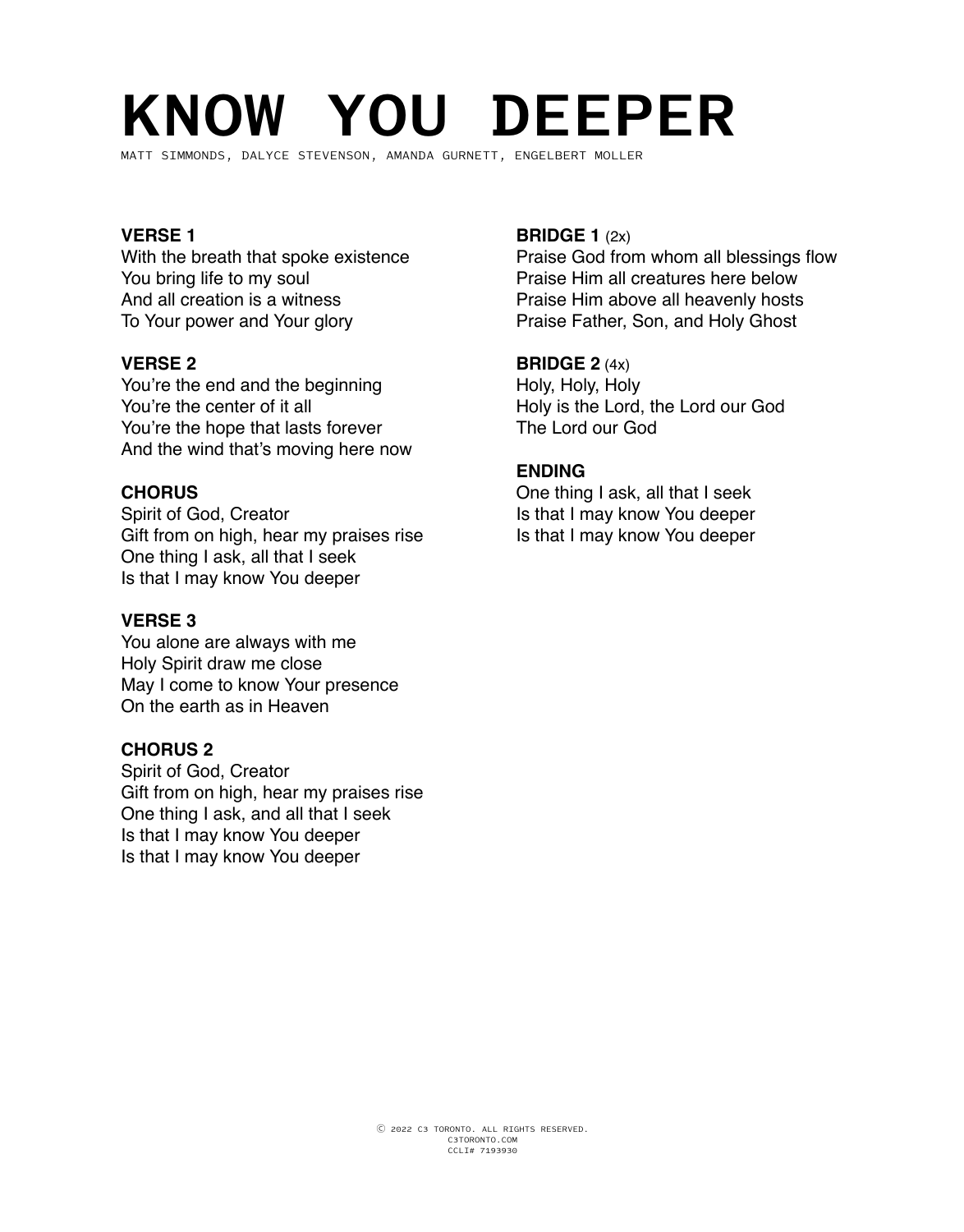# KNOW YOU DEEPER

MATT SIMMONDS, DALYCE STEVENSON, AMANDA GURNETT, ENGELBERT MOLLER

**VERSE 1**
With the breath that spoke existence
You bring life to my soul
And all creation is a witness
To Your power and Your glory

**VERSE 2**
You're the end and the beginning
You're the center of it all
You're the hope that lasts forever
And the wind that's moving here now

**CHORUS**
Spirit of God, Creator
Gift from on high, hear my praises rise
One thing I ask, all that I seek
Is that I may know You deeper

**VERSE 3**
You alone are always with me
Holy Spirit draw me close
May I come to know Your presence
On the earth as in Heaven

**CHORUS 2**
Spirit of God, Creator
Gift from on high, hear my praises rise
One thing I ask, and all that I seek
Is that I may know You deeper
Is that I may know You deeper

**BRIDGE 1** (2x)
Praise God from whom all blessings flow
Praise Him all creatures here below
Praise Him above all heavenly hosts
Praise Father, Son, and Holy Ghost

**BRIDGE 2** (4x)
Holy, Holy, Holy
Holy is the Lord, the Lord our God
The Lord our God

**ENDING**
One thing I ask, all that I seek
Is that I may know You deeper
Is that I may know You deeper

© 2022 C3 TORONTO. ALL RIGHTS RESERVED.
C3TORONTO.COM
CCLI# 7193930